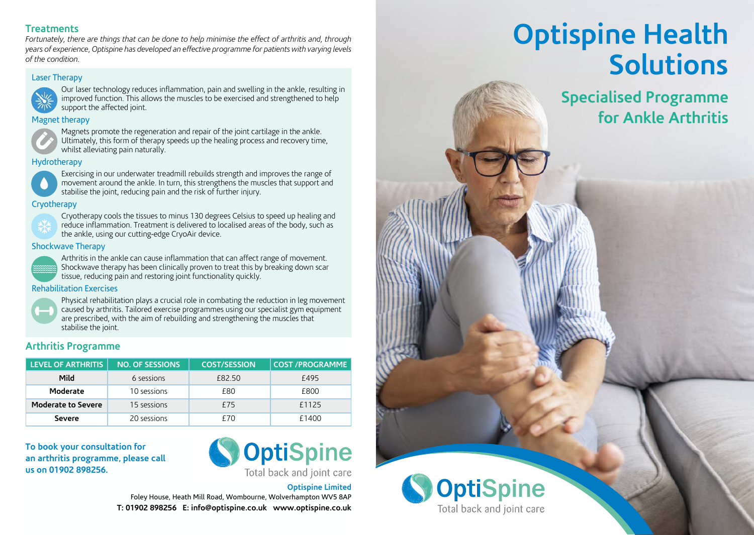# Optispine Health Solutions

## Specialised Programme for Ankle Arthritis

OptiSpine
Total back and joint care

## Treatments

*Fortunately, there are things that can be done to help minimise the effect of arthritis and, through years of experience, Optispine has developed an effective programme for patients with varying levels of the condition.*

### Laser Therapy

Our laser technology reduces inflammation, pain and swelling in the ankle, resulting in improved function. This allows the muscles to be exercised and strengthened to help support the affected joint.

### Magnet therapy

Magnets promote the regeneration and repair of the joint cartilage in the ankle. Ultimately, this form of therapy speeds up the healing process and recovery time, whilst alleviating pain naturally.

### Hydrotherapy

Exercising in our underwater treadmill rebuilds strength and improves the range of movement around the ankle. In turn, this strengthens the muscles that support and stabilise the joint, reducing pain and the risk of further injury.

### Cryotherapy

Cryotherapy cools the tissues to minus 130 degrees Celsius to speed up healing and reduce inflammation. Treatment is delivered to localised areas of the body, such as the ankle, using our cutting-edge CryoAir device.

### Shockwave Therapy

Arthritis in the ankle can cause inflammation that can affect range of movement. Shockwave therapy has been clinically proven to treat this by breaking down scar tissue, reducing pain and restoring joint functionality quickly.

### Rehabilitation Exercises

Physical rehabilitation plays a crucial role in combating the reduction in leg movement caused by arthritis. Tailored exercise programmes using our specialist gym equipment are prescribed, with the aim of rebuilding and strengthening the muscles that stabilise the joint.

## Arthritis Programme

| LEVEL OF ARTHRITIS | NO. OF SESSIONS | COST/SESSION | COST /PROGRAMME |
|---|---|---|---|
| **Mild** | 6 sessions | £82.50 | £495 |
| **Moderate** | 10 sessions | £80 | £800 |
| **Moderate to Severe** | 15 sessions | £75 | £1125 |
| **Severe** | 20 sessions | £70 | £1400 |

**To book your consultation for an arthritis programme, please call us on 01902 898256.**

OptiSpine
Total back and joint care

**Optispine Limited**
Foley House, Heath Mill Road, Wombourne, Wolverhampton WV5 8AP
**T: 01902 898256 E: info@optispine.co.uk www.optispine.co.uk**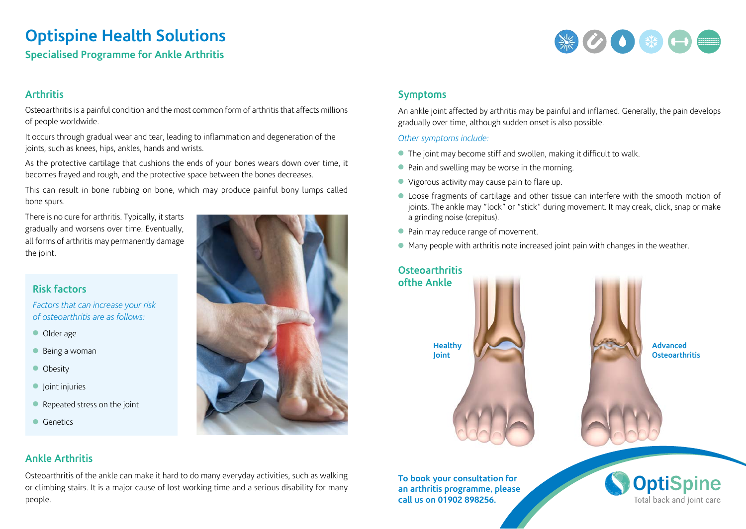# Optispine Health Solutions

## Specialised Programme for Ankle Arthritis

### Arthritis

Osteoarthritis is a painful condition and the most common form of arthritis that affects millions of people worldwide.

It occurs through gradual wear and tear, leading to inflammation and degeneration of the joints, such as knees, hips, ankles, hands and wrists.

As the protective cartilage that cushions the ends of your bones wears down over time, it becomes frayed and rough, and the protective space between the bones decreases.

This can result in bone rubbing on bone, which may produce painful bony lumps called bone spurs.

There is no cure for arthritis. Typically, it starts gradually and worsens over time. Eventually, all forms of arthritis may permanently damage the joint.

### Risk factors

*Factors that can increase your risk of osteoarthritis are as follows:*

- Older age
- Being a woman
- Obesity
- Joint injuries
- Repeated stress on the joint
- Genetics

### Ankle Arthritis

Osteoarthritis of the ankle can make it hard to do many everyday activities, such as walking or climbing stairs. It is a major cause of lost working time and a serious disability for many people.

### Symptoms

An ankle joint affected by arthritis may be painful and inflamed. Generally, the pain develops gradually over time, although sudden onset is also possible.

*Other symptoms include:*

- The joint may become stiff and swollen, making it difficult to walk.
- Pain and swelling may be worse in the morning.
- Vigorous activity may cause pain to flare up.
- Loose fragments of cartilage and other tissue can interfere with the smooth motion of joints. The ankle may "lock" or "stick" during movement. It may creak, click, snap or make a grinding noise (crepitus).
- Pain may reduce range of movement.
- Many people with arthritis note increased joint pain with changes in the weather.

### Osteoarthritis ofthe Ankle

Healthy Joint

Advanced Osteoarthritis

**To book your consultation for an arthritis programme, please call us on 01902 898256.**

OptiSpine
Total back and joint care